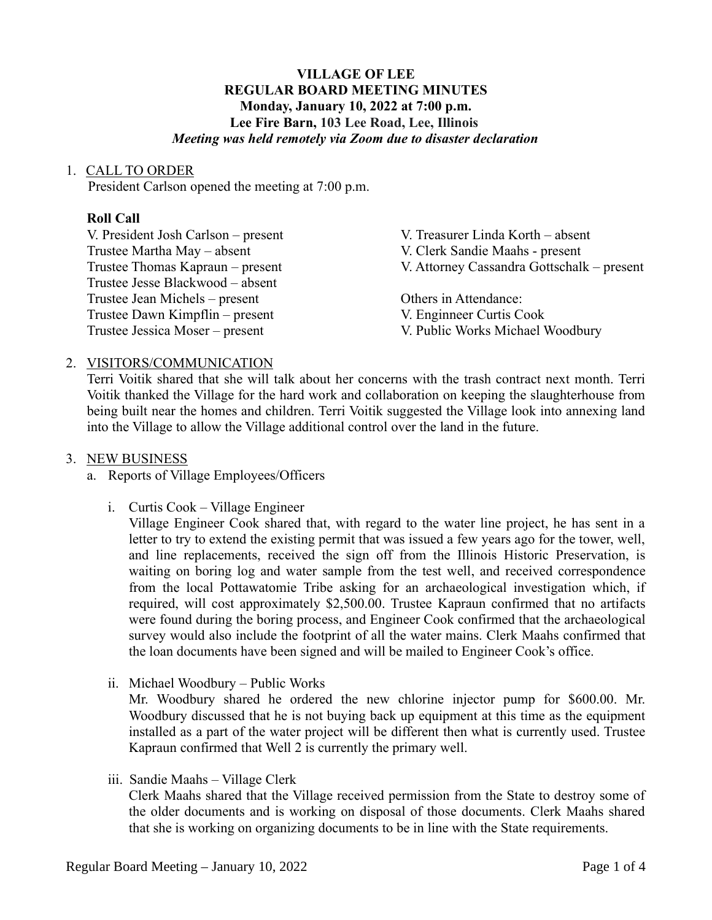**VILLAGE OF LEE**
**REGULAR BOARD MEETING MINUTES**
**Monday, January 10, 2022 at 7:00 p.m.**
**Lee Fire Barn, 103 Lee Road, Lee, Illinois**
***Meeting was held remotely via Zoom due to disaster declaration***

1. CALL TO ORDER
   President Carlson opened the meeting at 7:00 p.m.

   **Roll Call**

   V. President Josh Carlson – present
   Trustee Martha May – absent
   Trustee Thomas Kapraun – present
   Trustee Jesse Blackwood – absent
   Trustee Jean Michels – present
   Trustee Dawn Kimpflin – present
   Trustee Jessica Moser – present

   V. Treasurer Linda Korth – absent
   V. Clerk Sandie Maahs - present
   V. Attorney Cassandra Gottschalk – present

   Others in Attendance:
   V. Enginneer Curtis Cook
   V. Public Works Michael Woodbury

2. VISITORS/COMMUNICATION
   Terri Voitik shared that she will talk about her concerns with the trash contract next month. Terri Voitik thanked the Village for the hard work and collaboration on keeping the slaughterhouse from being built near the homes and children. Terri Voitik suggested the Village look into annexing land into the Village to allow the Village additional control over the land in the future.

3. NEW BUSINESS
   a. Reports of Village Employees/Officers

      i. Curtis Cook – Village Engineer
         Village Engineer Cook shared that, with regard to the water line project, he has sent in a letter to try to extend the existing permit that was issued a few years ago for the tower, well, and line replacements, received the sign off from the Illinois Historic Preservation, is waiting on boring log and water sample from the test well, and received correspondence from the local Pottawatomie Tribe asking for an archaeological investigation which, if required, will cost approximately $2,500.00. Trustee Kapraun confirmed that no artifacts were found during the boring process, and Engineer Cook confirmed that the archaeological survey would also include the footprint of all the water mains. Clerk Maahs confirmed that the loan documents have been signed and will be mailed to Engineer Cook's office.

      ii. Michael Woodbury – Public Works
         Mr. Woodbury shared he ordered the new chlorine injector pump for $600.00. Mr. Woodbury discussed that he is not buying back up equipment at this time as the equipment installed as a part of the water project will be different then what is currently used. Trustee Kapraun confirmed that Well 2 is currently the primary well.

      iii. Sandie Maahs – Village Clerk
         Clerk Maahs shared that the Village received permission from the State to destroy some of the older documents and is working on disposal of those documents. Clerk Maahs shared that she is working on organizing documents to be in line with the State requirements.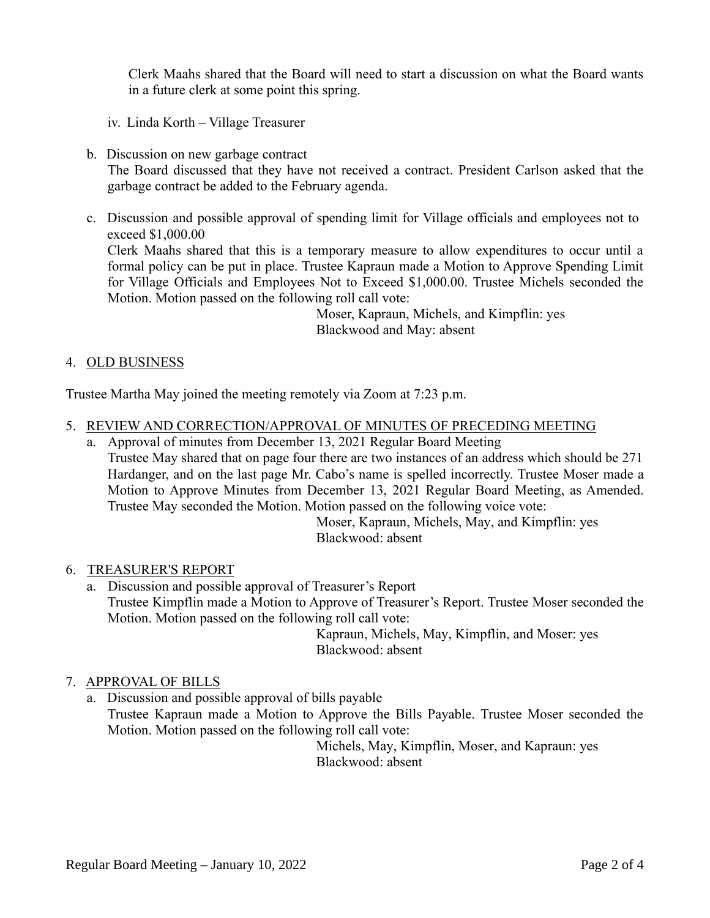Clerk Maahs shared that the Board will need to start a discussion on what the Board wants in a future clerk at some point this spring.

iv. Linda Korth – Village Treasurer

b. Discussion on new garbage contract

The Board discussed that they have not received a contract. President Carlson asked that the garbage contract be added to the February agenda.

c. Discussion and possible approval of spending limit for Village officials and employees not to exceed $1,000.00

Clerk Maahs shared that this is a temporary measure to allow expenditures to occur until a formal policy can be put in place. Trustee Kapraun made a Motion to Approve Spending Limit for Village Officials and Employees Not to Exceed $1,000.00. Trustee Michels seconded the Motion. Motion passed on the following roll call vote:

Moser, Kapraun, Michels, and Kimpflin: yes
Blackwood and May: absent

4. <u>OLD BUSINESS</u>

Trustee Martha May joined the meeting remotely via Zoom at 7:23 p.m.

5. <u>REVIEW AND CORRECTION/APPROVAL OF MINUTES OF PRECEDING MEETING</u>

a. Approval of minutes from December 13, 2021 Regular Board Meeting

Trustee May shared that on page four there are two instances of an address which should be 271 Hardanger, and on the last page Mr. Cabo's name is spelled incorrectly. Trustee Moser made a Motion to Approve Minutes from December 13, 2021 Regular Board Meeting, as Amended. Trustee May seconded the Motion. Motion passed on the following voice vote:

Moser, Kapraun, Michels, May, and Kimpflin: yes
Blackwood: absent

6. <u>TREASURER'S REPORT</u>

a. Discussion and possible approval of Treasurer's Report

Trustee Kimpflin made a Motion to Approve of Treasurer's Report. Trustee Moser seconded the Motion. Motion passed on the following roll call vote:

Kapraun, Michels, May, Kimpflin, and Moser: yes
Blackwood: absent

7. <u>APPROVAL OF BILLS</u>

a. Discussion and possible approval of bills payable

Trustee Kapraun made a Motion to Approve the Bills Payable. Trustee Moser seconded the Motion. Motion passed on the following roll call vote:

Michels, May, Kimpflin, Moser, and Kapraun: yes
Blackwood: absent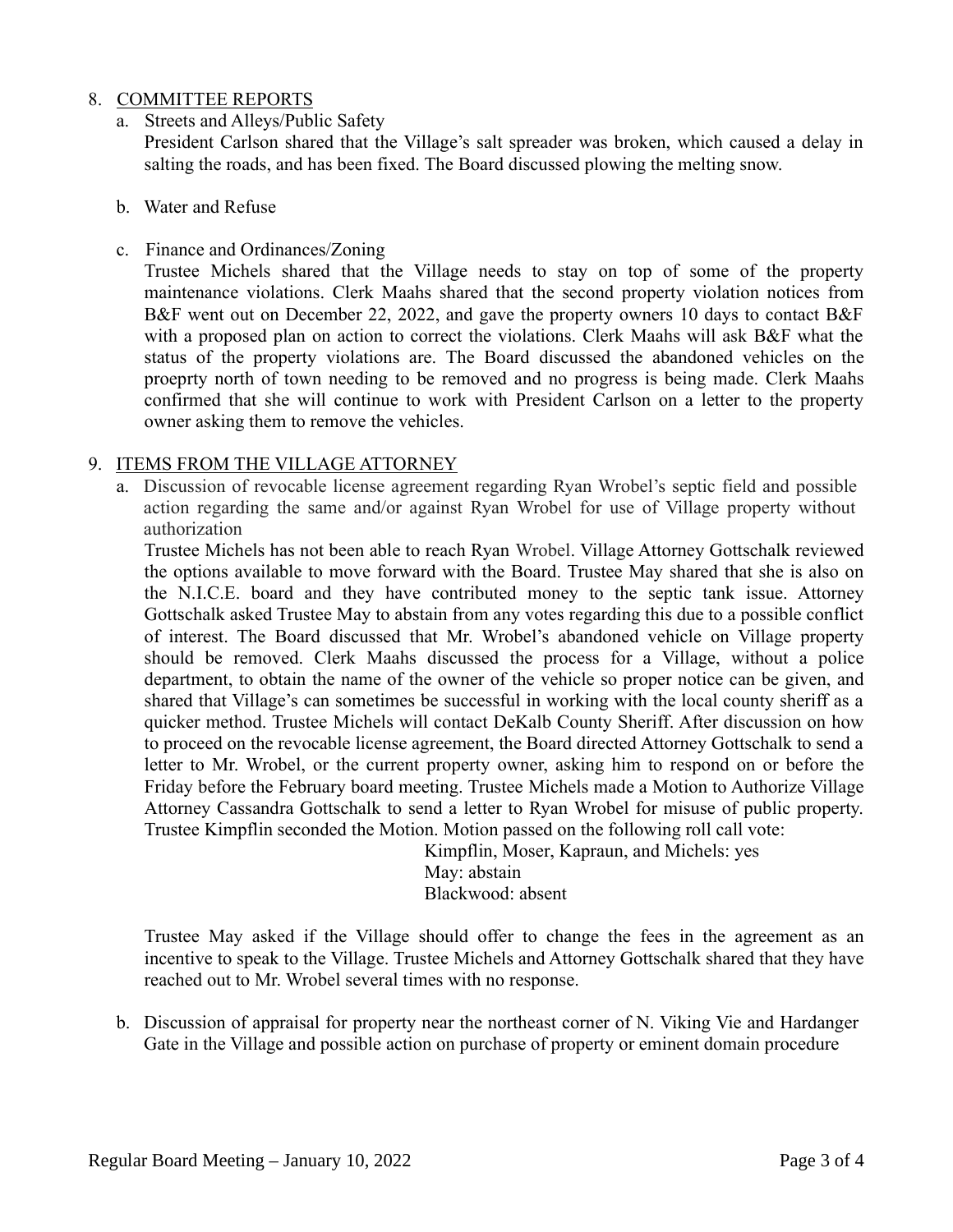8. COMMITTEE REPORTS
   a. Streets and Alleys/Public Safety
      President Carlson shared that the Village's salt spreader was broken, which caused a delay in salting the roads, and has been fixed. The Board discussed plowing the melting snow.

   b. Water and Refuse

   c. Finance and Ordinances/Zoning
      Trustee Michels shared that the Village needs to stay on top of some of the property maintenance violations. Clerk Maahs shared that the second property violation notices from B&F went out on December 22, 2022, and gave the property owners 10 days to contact B&F with a proposed plan on action to correct the violations. Clerk Maahs will ask B&F what the status of the property violations are. The Board discussed the abandoned vehicles on the proeprty north of town needing to be removed and no progress is being made. Clerk Maahs confirmed that she will continue to work with President Carlson on a letter to the property owner asking them to remove the vehicles.

9. ITEMS FROM THE VILLAGE ATTORNEY
   a. Discussion of revocable license agreement regarding Ryan Wrobel's septic field and possible action regarding the same and/or against Ryan Wrobel for use of Village property without authorization
      Trustee Michels has not been able to reach Ryan Wrobel. Village Attorney Gottschalk reviewed the options available to move forward with the Board. Trustee May shared that she is also on the N.I.C.E. board and they have contributed money to the septic tank issue. Attorney Gottschalk asked Trustee May to abstain from any votes regarding this due to a possible conflict of interest. The Board discussed that Mr. Wrobel's abandoned vehicle on Village property should be removed. Clerk Maahs discussed the process for a Village, without a police department, to obtain the name of the owner of the vehicle so proper notice can be given, and shared that Village's can sometimes be successful in working with the local county sheriff as a quicker method. Trustee Michels will contact DeKalb County Sheriff. After discussion on how to proceed on the revocable license agreement, the Board directed Attorney Gottschalk to send a letter to Mr. Wrobel, or the current property owner, asking him to respond on or before the Friday before the February board meeting. Trustee Michels made a Motion to Authorize Village Attorney Cassandra Gottschalk to send a letter to Ryan Wrobel for misuse of public property. Trustee Kimpflin seconded the Motion. Motion passed on the following roll call vote:

      Kimpflin, Moser, Kapraun, and Michels: yes
      May: abstain
      Blackwood: absent

      Trustee May asked if the Village should offer to change the fees in the agreement as an incentive to speak to the Village. Trustee Michels and Attorney Gottschalk shared that they have reached out to Mr. Wrobel several times with no response.

   b. Discussion of appraisal for property near the northeast corner of N. Viking Vie and Hardanger Gate in the Village and possible action on purchase of property or eminent domain procedure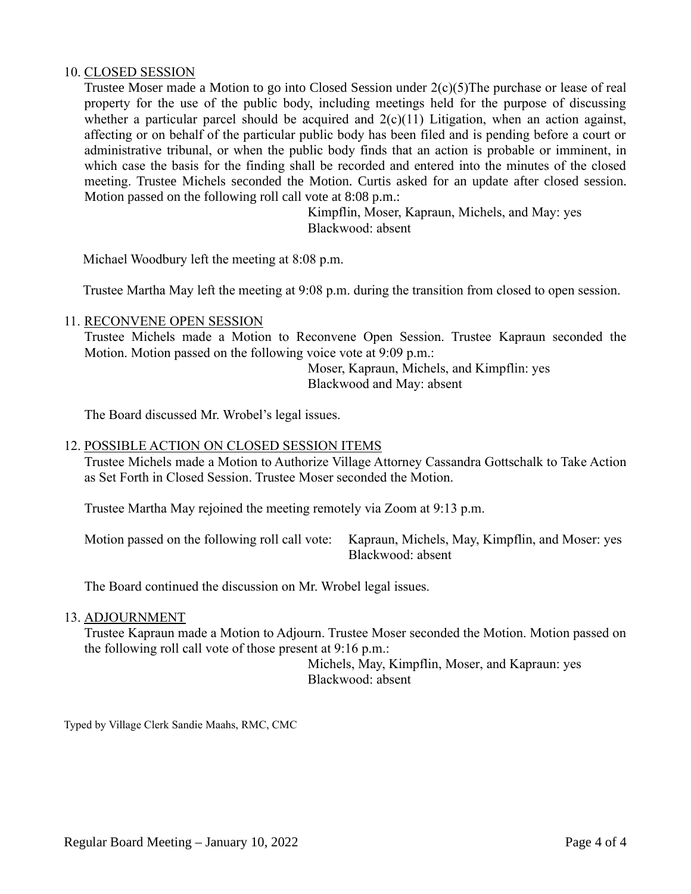10. <u>CLOSED SESSION</u>

Trustee Moser made a Motion to go into Closed Session under 2(c)(5)The purchase or lease of real property for the use of the public body, including meetings held for the purpose of discussing whether a particular parcel should be acquired and 2(c)(11) Litigation, when an action against, affecting or on behalf of the particular public body has been filed and is pending before a court or administrative tribunal, or when the public body finds that an action is probable or imminent, in which case the basis for the finding shall be recorded and entered into the minutes of the closed meeting. Trustee Michels seconded the Motion. Curtis asked for an update after closed session. Motion passed on the following roll call vote at 8:08 p.m.:

Kimpflin, Moser, Kapraun, Michels, and May: yes
Blackwood: absent

Michael Woodbury left the meeting at 8:08 p.m.

Trustee Martha May left the meeting at 9:08 p.m. during the transition from closed to open session.

11. <u>RECONVENE OPEN SESSION</u>

Trustee Michels made a Motion to Reconvene Open Session. Trustee Kapraun seconded the Motion. Motion passed on the following voice vote at 9:09 p.m.:

Moser, Kapraun, Michels, and Kimpflin: yes
Blackwood and May: absent

The Board discussed Mr. Wrobel's legal issues.

12. <u>POSSIBLE ACTION ON CLOSED SESSION ITEMS</u>

Trustee Michels made a Motion to Authorize Village Attorney Cassandra Gottschalk to Take Action as Set Forth in Closed Session. Trustee Moser seconded the Motion.

Trustee Martha May rejoined the meeting remotely via Zoom at 9:13 p.m.

Motion passed on the following roll call vote: Kapraun, Michels, May, Kimpflin, and Moser: yes
Blackwood: absent

The Board continued the discussion on Mr. Wrobel legal issues.

13. <u>ADJOURNMENT</u>

Trustee Kapraun made a Motion to Adjourn. Trustee Moser seconded the Motion. Motion passed on the following roll call vote of those present at 9:16 p.m.:

Michels, May, Kimpflin, Moser, and Kapraun: yes
Blackwood: absent

Typed by Village Clerk Sandie Maahs, RMC, CMC